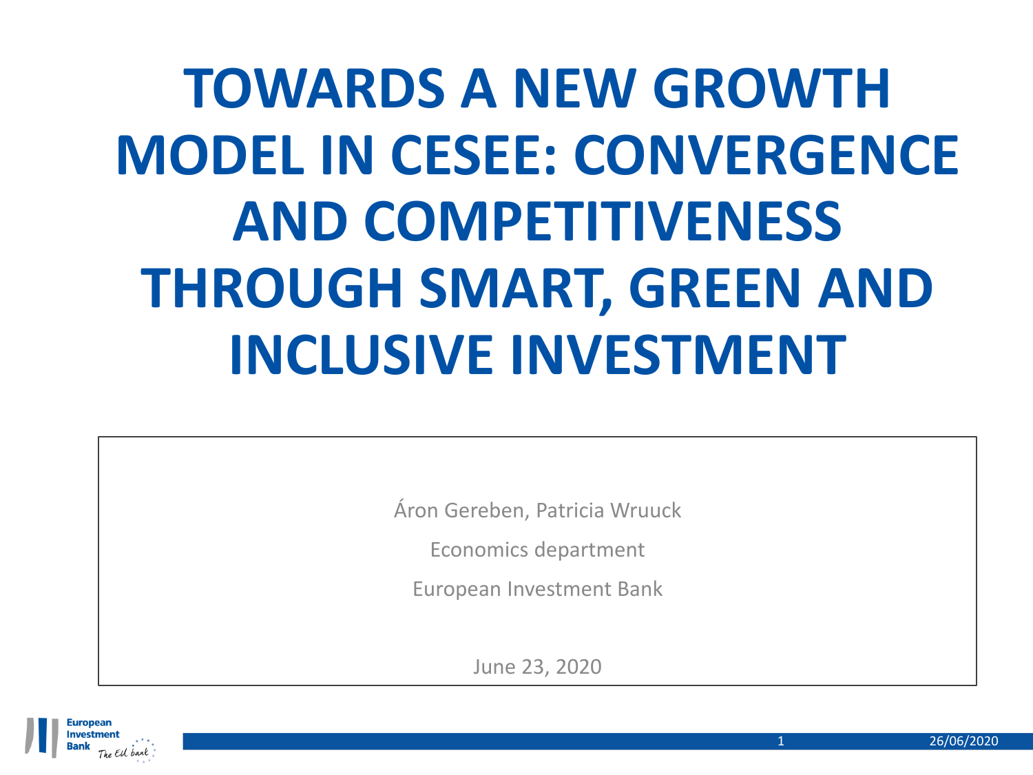# TOWARDS A NEW GROWTH MODEL IN CESEE: CONVERGENCE AND COMPETITIVENESS THROUGH SMART, GREEN AND INCLUSIVE INVESTMENT

Áron Gereben, Patricia Wruuck

Economics department

European Investment Bank

June 23, 2020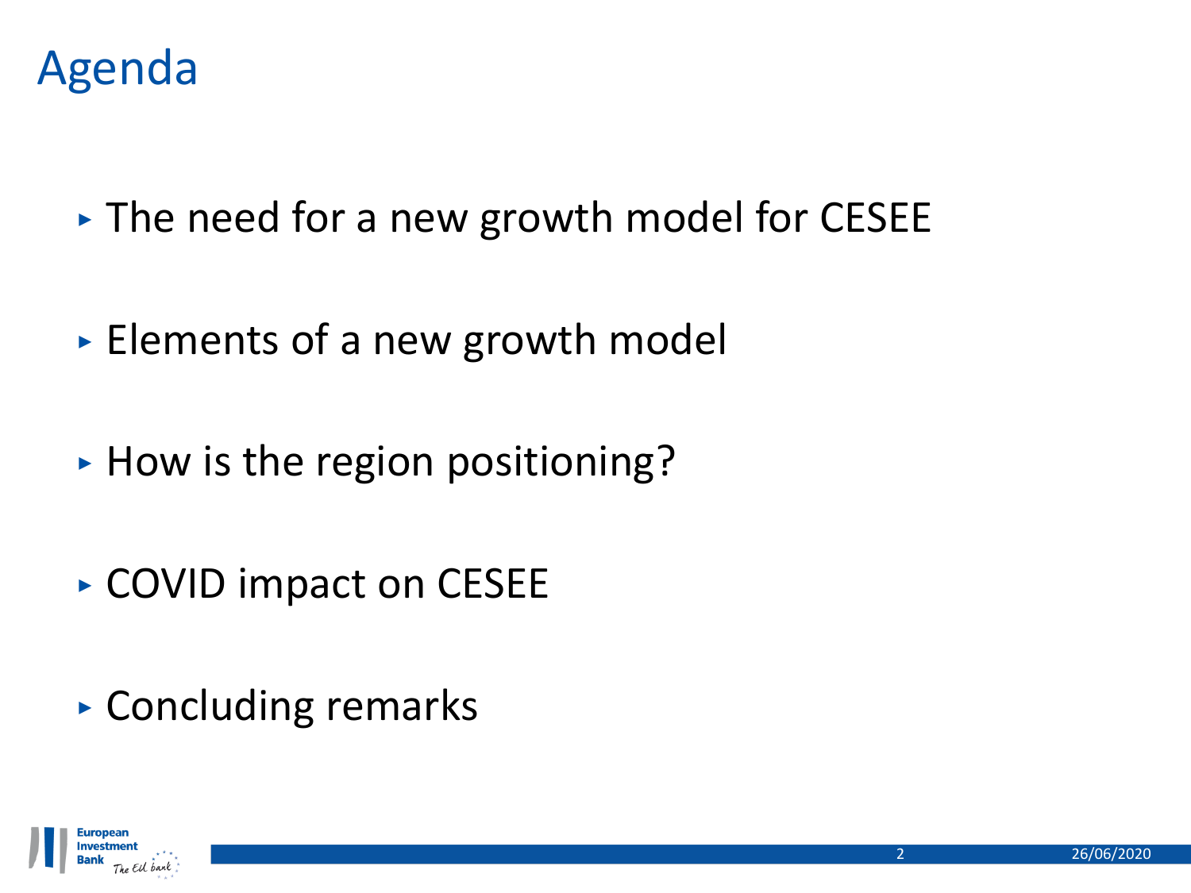# Agenda

- The need for a new growth model for CESEE
- Elements of a new growth model
- How is the region positioning?
- COVID impact on CESEE
- Concluding remarks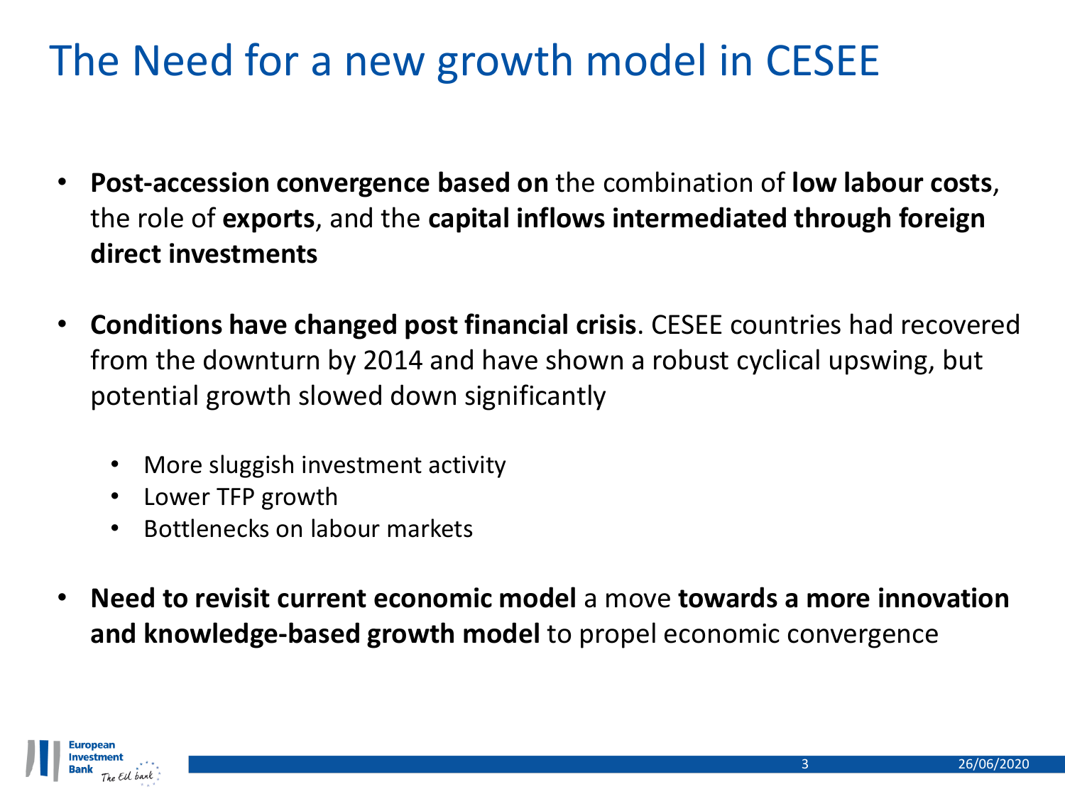# The Need for a new growth model in CESEE

- **Post-accession convergence based on** the combination of **low labour costs**, the role of **exports**, and the **capital inflows intermediated through foreign direct investments**

- **Conditions have changed post financial crisis**. CESEE countries had recovered from the downturn by 2014 and have shown a robust cyclical upswing, but potential growth slowed down significantly

  - More sluggish investment activity
  - Lower TFP growth
  - Bottlenecks on labour markets

- **Need to revisit current economic model** a move **towards a more innovation and knowledge-based growth model** to propel economic convergence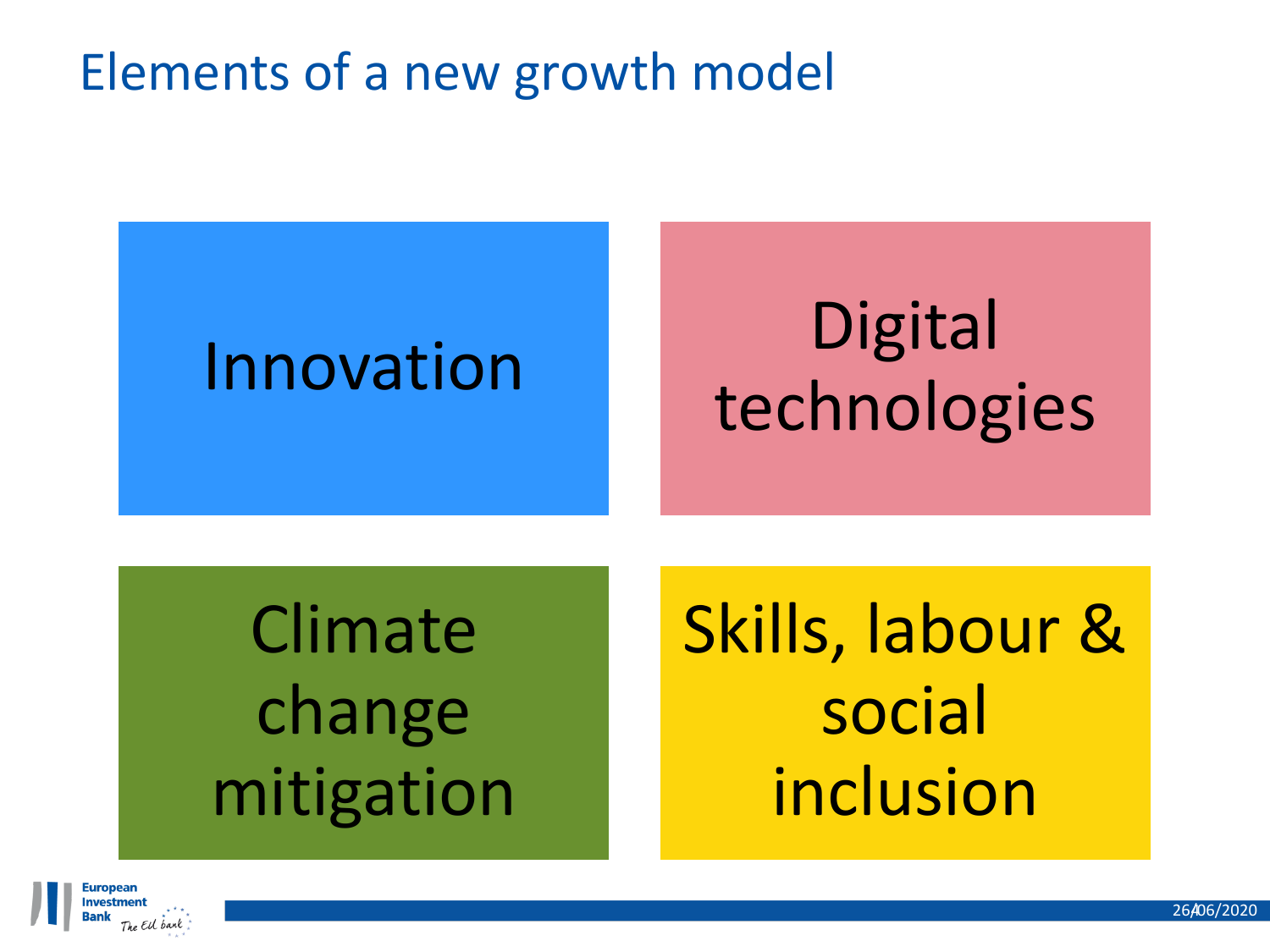# Elements of a new growth model

- Innovation
- Digital technologies
- Climate change mitigation
- Skills, labour & social inclusion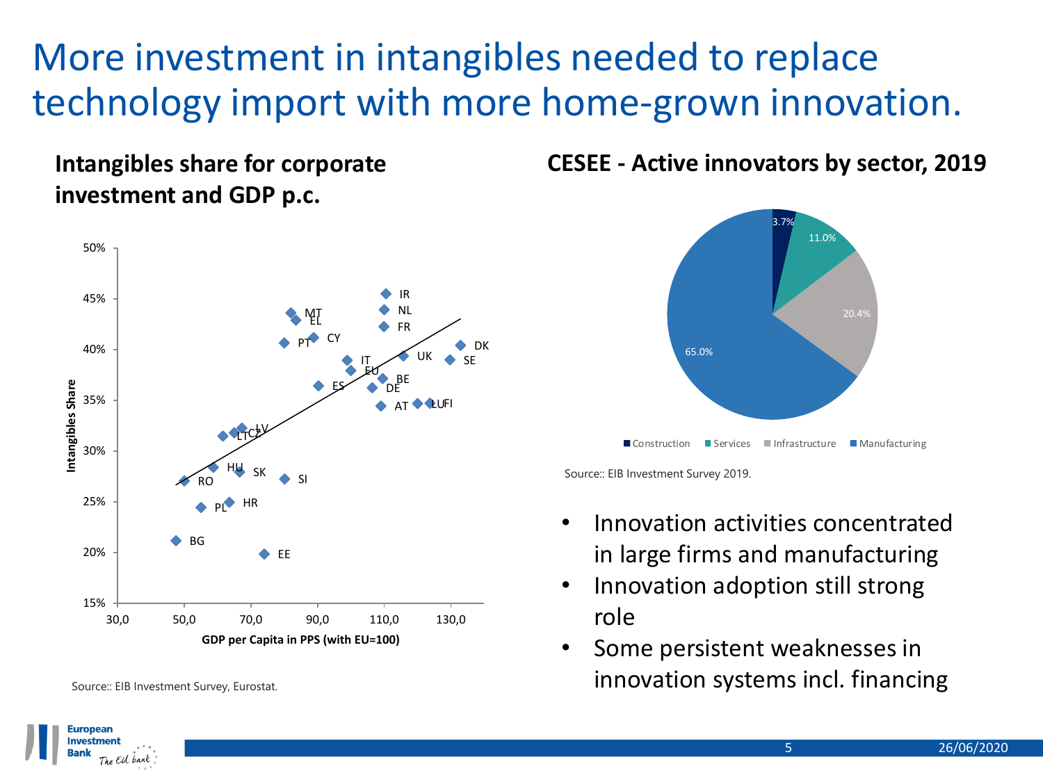# More investment in intangibles needed to replace technology import with more home-grown innovation.

**Intangibles share for corporate investment and GDP p.c.**

Source:: EIB Investment Survey, Eurostat.

**CESEE - Active innovators by sector, 2019**

| Sector | Share |
|---|---|
| Construction | 3.7% |
| Services | 11.0% |
| Infrastructure | 20.4% |
| Manufacturing | 65.0% |

Source:: EIB Investment Survey 2019.

- Innovation activities concentrated in large firms and manufacturing
- Innovation adoption still strong role
- Some persistent weaknesses in innovation systems incl. financing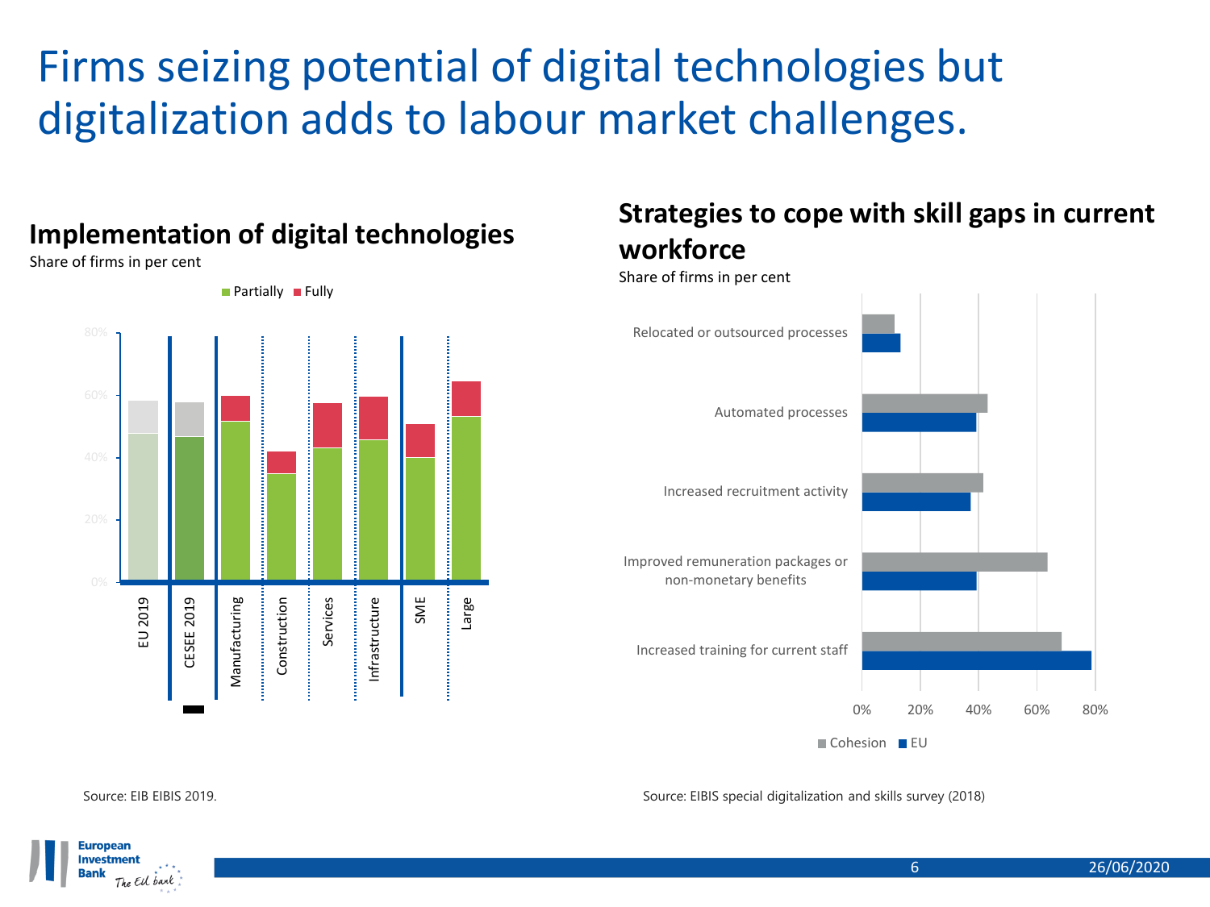# Firms seizing potential of digital technologies but digitalization adds to labour market challenges.

## Implementation of digital technologies

Share of firms in per cent

Partially ■ Fully

0% 20% 40% 60% 80%

EU 2019 | CESEE 2019 | Manufacturing | Construction | Services | Infrastructure | SME | Large

Source: EIB EIBIS 2019.

## Strategies to cope with skill gaps in current workforce

Share of firms in per cent

Relocated or outsourced processes

Automated processes

Increased recruitment activity

Improved remuneration packages or non-monetary benefits

Increased training for current staff

0% 20% 40% 60% 80%

■ Cohesion ■ EU

Source: EIBIS special digitalization and skills survey (2018)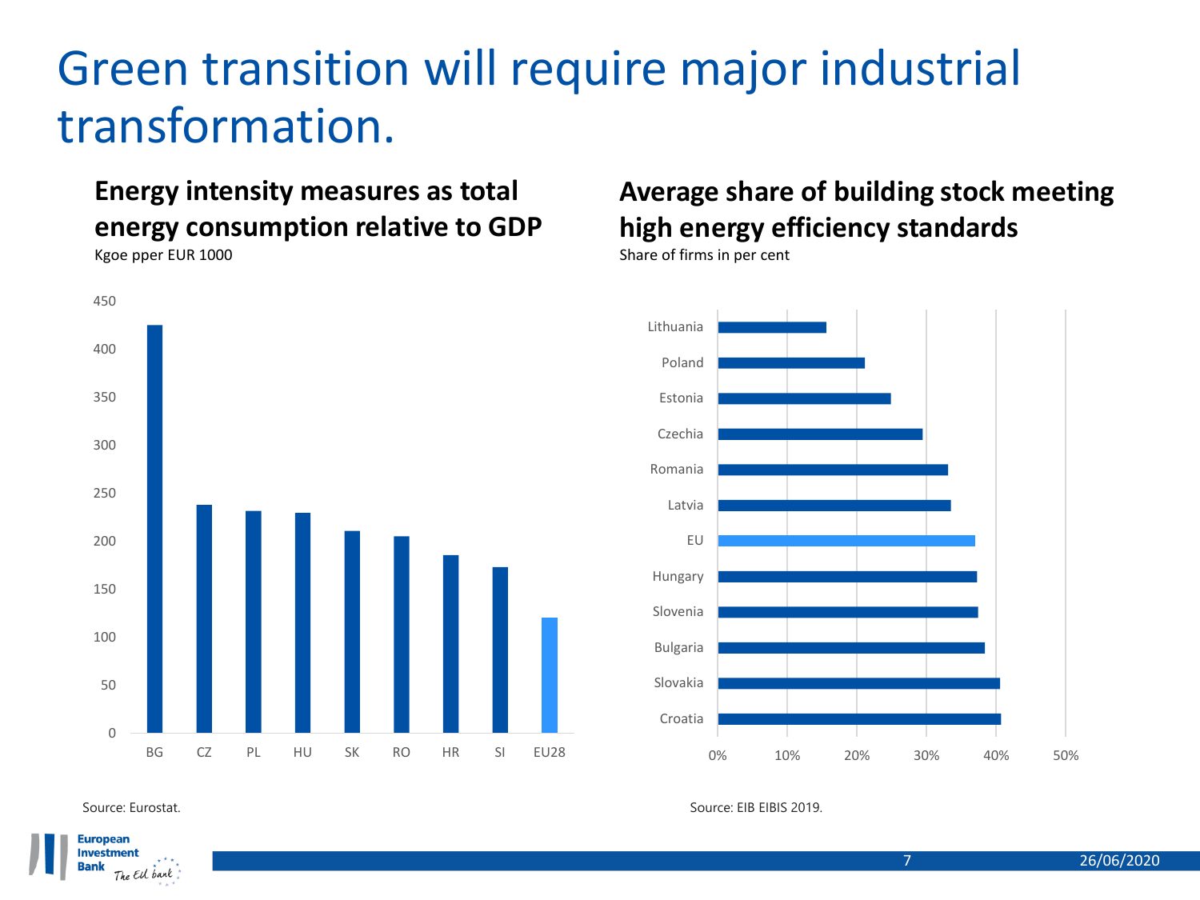# Green transition will require major industrial transformation.

## Energy intensity measures as total energy consumption relative to GDP

Kgoe pper EUR 1000

| Country | Value |
|---|---|
| BG | 425 |
| CZ | 238 |
| PL | 231 |
| HU | 229 |
| SK | 210 |
| RO | 205 |
| HR | 185 |
| SI | 173 |
| EU28 | 120 |

Source: Eurostat.

## Average share of building stock meeting high energy efficiency standards

Share of firms in per cent

| Country | Share |
|---|---|
| Lithuania | 16% |
| Poland | 21% |
| Estonia | 25% |
| Czechia | 29% |
| Romania | 33% |
| Latvia | 34% |
| EU | 37% |
| Hungary | 37% |
| Slovenia | 37% |
| Bulgaria | 38% |
| Slovakia | 41% |
| Croatia | 41% |

Source: EIB EIBIS 2019.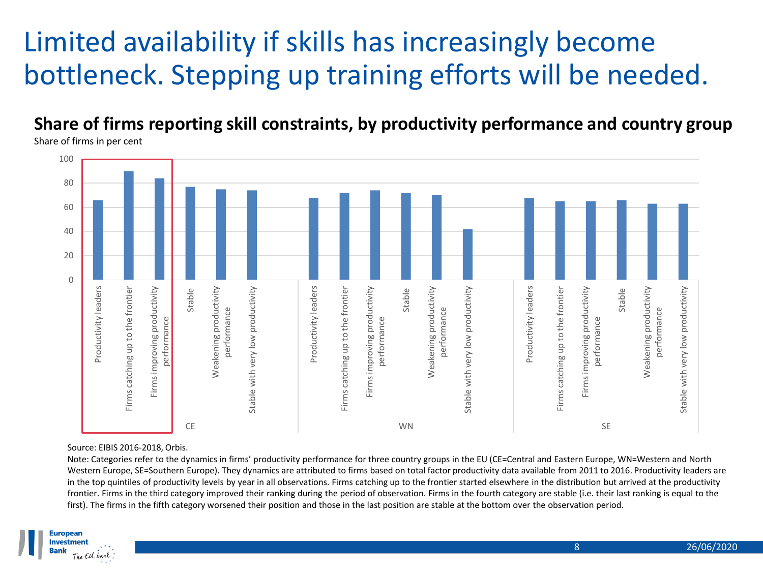# Limited availability if skills has increasingly become bottleneck. Stepping up training efforts will be needed.

## Share of firms reporting skill constraints, by productivity performance and country group

Share of firms in per cent

| Country group | Category | Share of firms (%) |
|---|---|---|
| CE | Productivity leaders | 66 |
| CE | Firms catching up to the frontier | 90 |
| CE | Firms improving productivity performance | 84 |
| CE | Stable | 77 |
| CE | Weakening productivity performance | 75 |
| CE | Stable with very low productivity | 74 |
| WN | Productivity leaders | 68 |
| WN | Firms catching up to the frontier | 72 |
| WN | Firms improving productivity performance | 74 |
| WN | Stable | 72 |
| WN | Weakening productivity performance | 70 |
| WN | Stable with very low productivity | 42 |
| SE | Productivity leaders | 68 |
| SE | Firms catching up to the frontier | 65 |
| SE | Firms improving productivity performance | 65 |
| SE | Stable | 66 |
| SE | Weakening productivity performance | 63 |
| SE | Stable with very low productivity | 63 |

Source: EIBIS 2016-2018, Orbis.

Note: Categories refer to the dynamics in firms' productivity performance for three country groups in the EU (CE=Central and Eastern Europe, WN=Western and North Western Europe, SE=Southern Europe). They dynamics are attributed to firms based on total factor productivity data available from 2011 to 2016. Productivity leaders are in the top quintiles of productivity levels by year in all observations. Firms catching up to the frontier started elsewhere in the distribution but arrived at the productivity frontier. Firms in the third category improved their ranking during the period of observation. Firms in the fourth category are stable (i.e. their last ranking is equal to the first). The firms in the fifth category worsened their position and those in the last position are stable at the bottom over the observation period.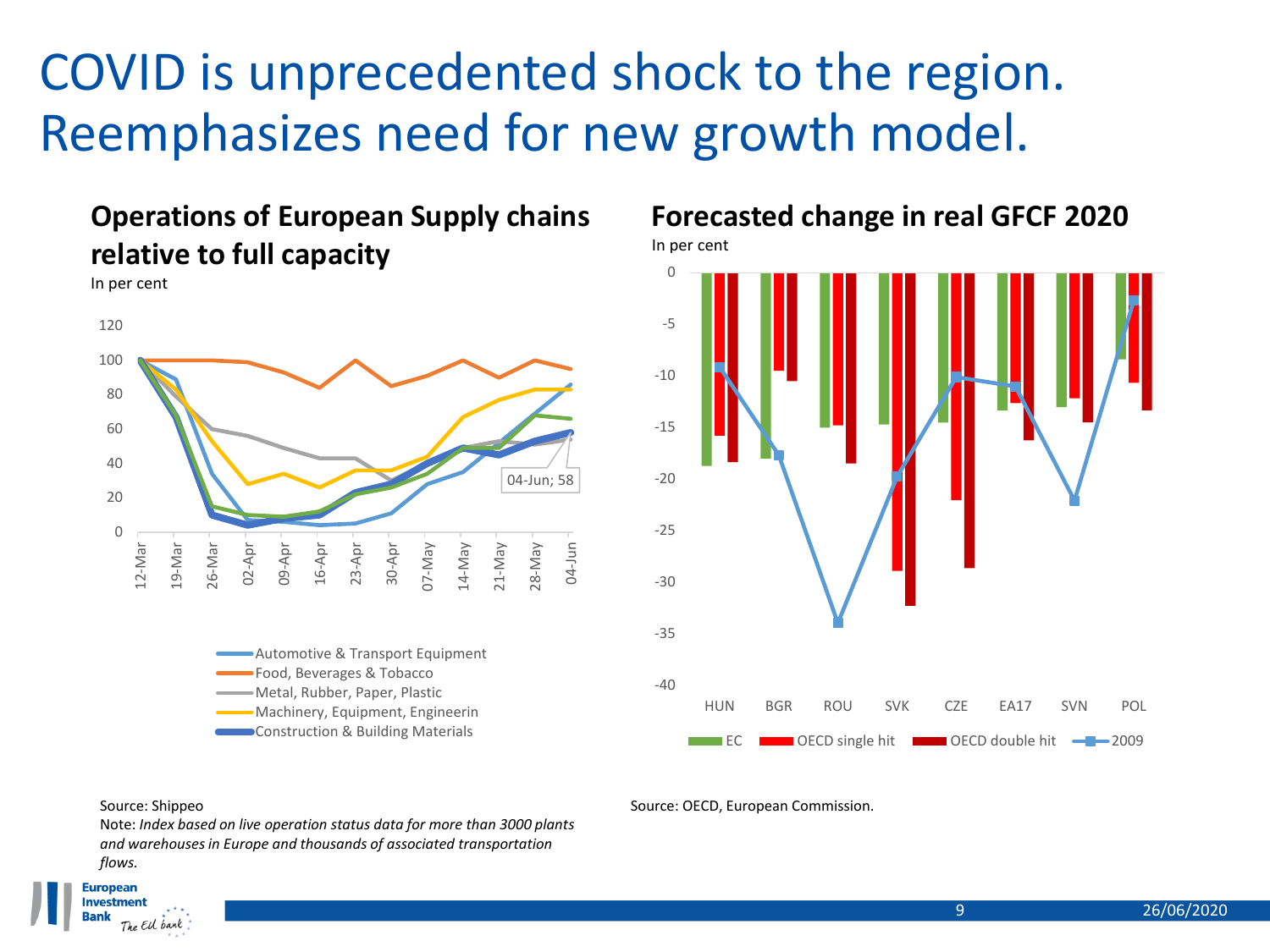# COVID is unprecedented shock to the region. Reemphasizes need for new growth model.

## Operations of European Supply chains relative to full capacity

In per cent

- Automotive & Transport Equipment
- Food, Beverages & Tobacco
- Metal, Rubber, Paper, Plastic
- Machinery, Equipment, Engineerin
- Construction & Building Materials

04-Jun; 58

Source: Shippeo

Note: *Index based on live operation status data for more than 3000 plants and warehouses in Europe and thousands of associated transportation flows.*

## Forecasted change in real GFCF 2020

In per cent

EC | OECD single hit | OECD double hit | 2009

HUN, BGR, ROU, SVK, CZE, EA17, SVN, POL

Source: OECD, European Commission.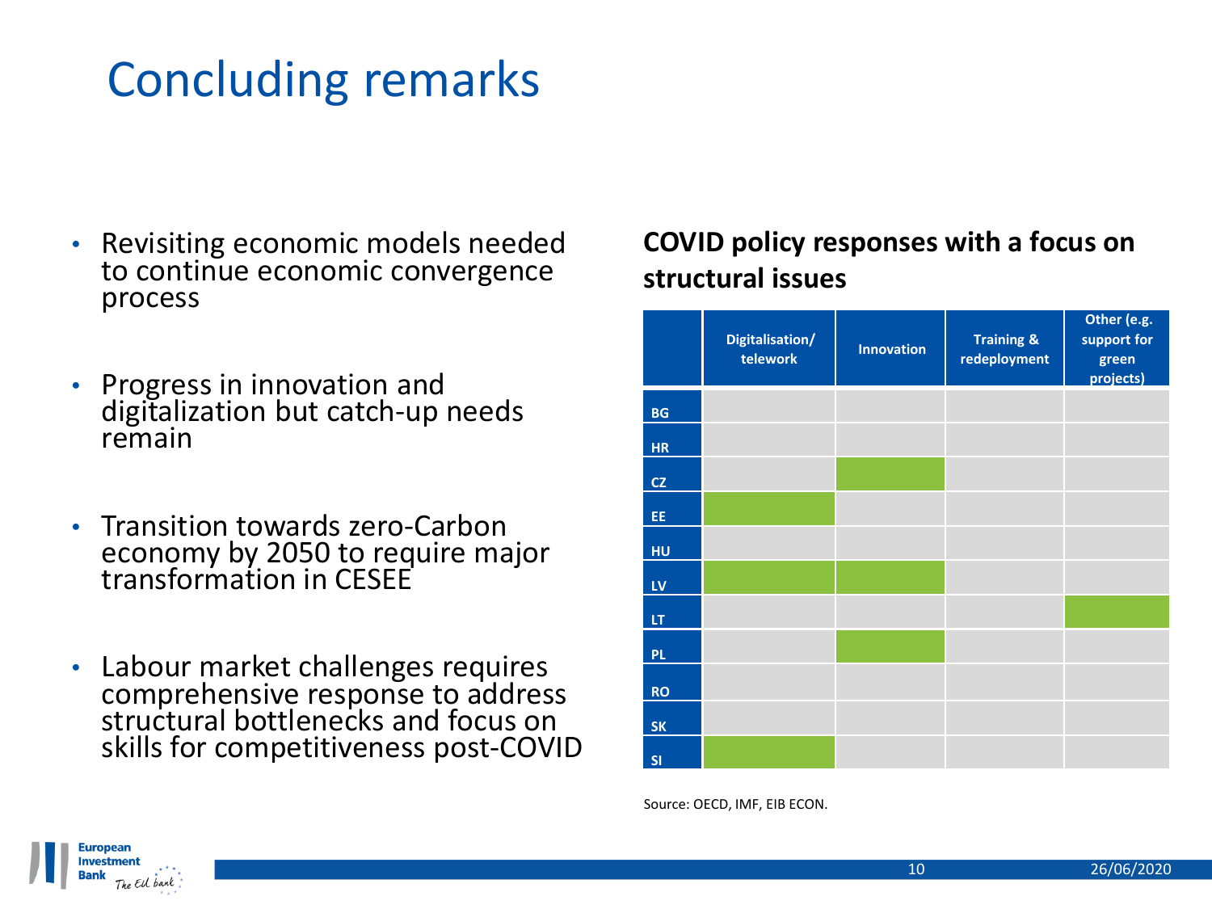# Concluding remarks

- Revisiting economic models needed to continue economic convergence process
- Progress in innovation and digitalization but catch-up needs remain
- Transition towards zero-Carbon economy by 2050 to require major transformation in CESEE
- Labour market challenges requires comprehensive response to address structural bottlenecks and focus on skills for competitiveness post-COVID

**COVID policy responses with a focus on structural issues**

| | Digitalisation/ telework | Innovation | Training & redeployment | Other (e.g. support for green projects) |
|---|---|---|---|---|
| BG | | | | |
| HR | | | | |
| CZ | | | | |
| EE | | | | |
| HU | | | | |
| LV | | | | |
| LT | | | | |
| PL | | | | |
| RO | | | | |
| SK | | | | |
| SI | | | | |

Source: OECD, IMF, EIB ECON.